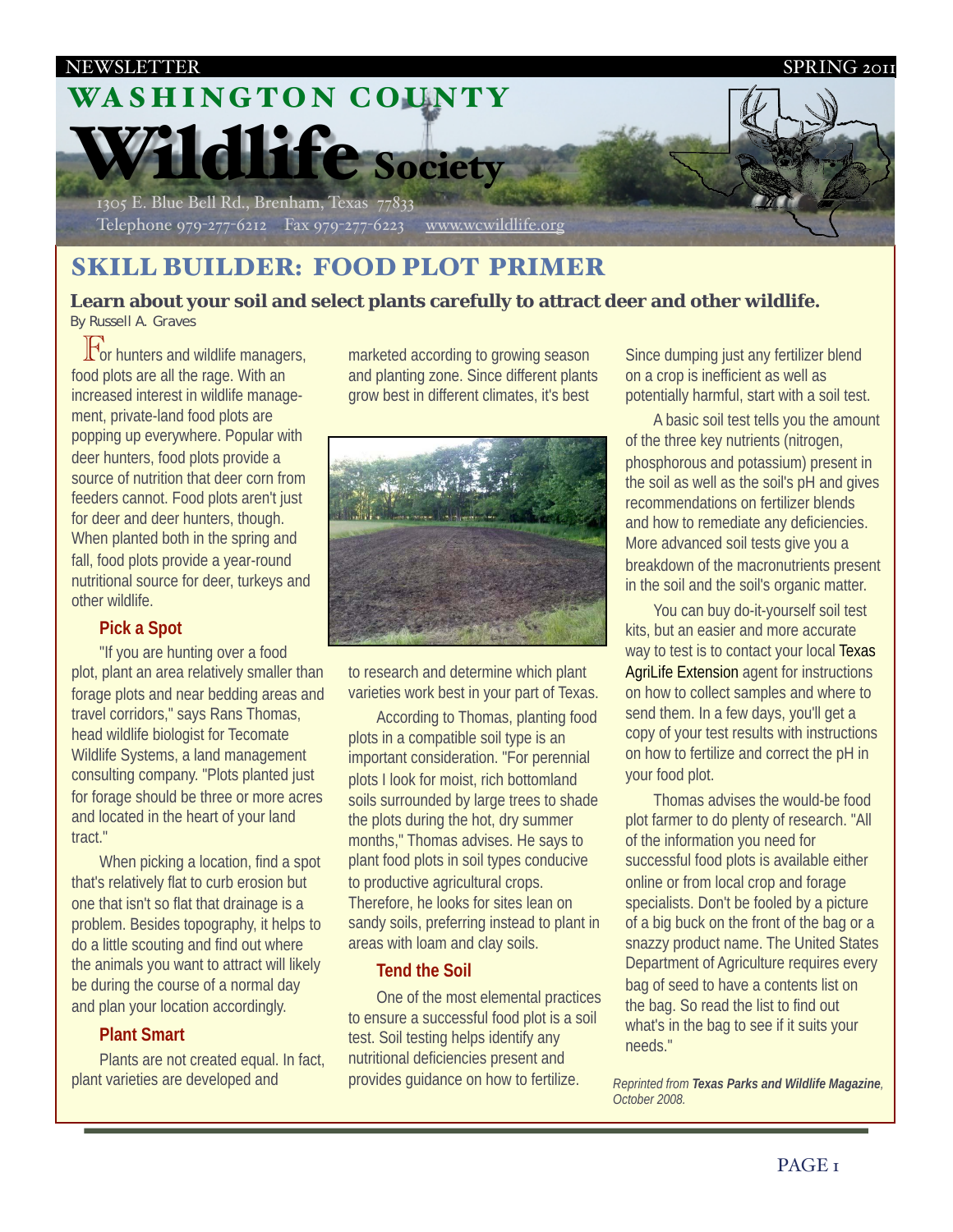NEWSLETTER SPRING 2011

# WASHINGTON COUNTY Wildlife Society

1305 E. Blue Bell Rd., Brenham, Texas 77833
Telephone 979-277-6212 Fax 979-277-6223 www.wcwildlife.org

## SKILL BUILDER: FOOD PLOT PRIMER

**Learn about your soil and select plants carefully to attract deer and other wildlife.**

By Russell A. Graves

For hunters and wildlife managers, food plots are all the rage. With an increased interest in wildlife management, private-land food plots are popping up everywhere. Popular with deer hunters, food plots provide a source of nutrition that deer corn from feeders cannot. Food plots aren't just for deer and deer hunters, though. When planted both in the spring and fall, food plots provide a year-round nutritional source for deer, turkeys and other wildlife.

### Pick a Spot

"If you are hunting over a food plot, plant an area relatively smaller than forage plots and near bedding areas and travel corridors," says Rans Thomas, head wildlife biologist for Tecomate Wildlife Systems, a land management consulting company. "Plots planted just for forage should be three or more acres and located in the heart of your land tract."

When picking a location, find a spot that's relatively flat to curb erosion but one that isn't so flat that drainage is a problem. Besides topography, it helps to do a little scouting and find out where the animals you want to attract will likely be during the course of a normal day and plan your location accordingly.

### Plant Smart

Plants are not created equal. In fact, plant varieties are developed and marketed according to growing season and planting zone. Since different plants grow best in different climates, it's best to research and determine which plant varieties work best in your part of Texas.

According to Thomas, planting food plots in a compatible soil type is an important consideration. "For perennial plots I look for moist, rich bottomland soils surrounded by large trees to shade the plots during the hot, dry summer months," Thomas advises. He says to plant food plots in soil types conducive to productive agricultural crops. Therefore, he looks for sites lean on sandy soils, preferring instead to plant in areas with loam and clay soils.

### Tend the Soil

One of the most elemental practices to ensure a successful food plot is a soil test. Soil testing helps identify any nutritional deficiencies present and provides guidance on how to fertilize. Since dumping just any fertilizer blend on a crop is inefficient as well as potentially harmful, start with a soil test.

A basic soil test tells you the amount of the three key nutrients (nitrogen, phosphorous and potassium) present in the soil as well as the soil's pH and gives recommendations on fertilizer blends and how to remediate any deficiencies. More advanced soil tests give you a breakdown of the macronutrients present in the soil and the soil's organic matter.

You can buy do-it-yourself soil test kits, but an easier and more accurate way to test is to contact your local Texas AgriLife Extension agent for instructions on how to collect samples and where to send them. In a few days, you'll get a copy of your test results with instructions on how to fertilize and correct the pH in your food plot.

Thomas advises the would-be food plot farmer to do plenty of research. "All of the information you need for successful food plots is available either online or from local crop and forage specialists. Don't be fooled by a picture of a big buck on the front of the bag or a snazzy product name. The United States Department of Agriculture requires every bag of seed to have a contents list on the bag. So read the list to find out what's in the bag to see if it suits your needs."

*Reprinted from **Texas Parks and Wildlife Magazine**, October 2008.*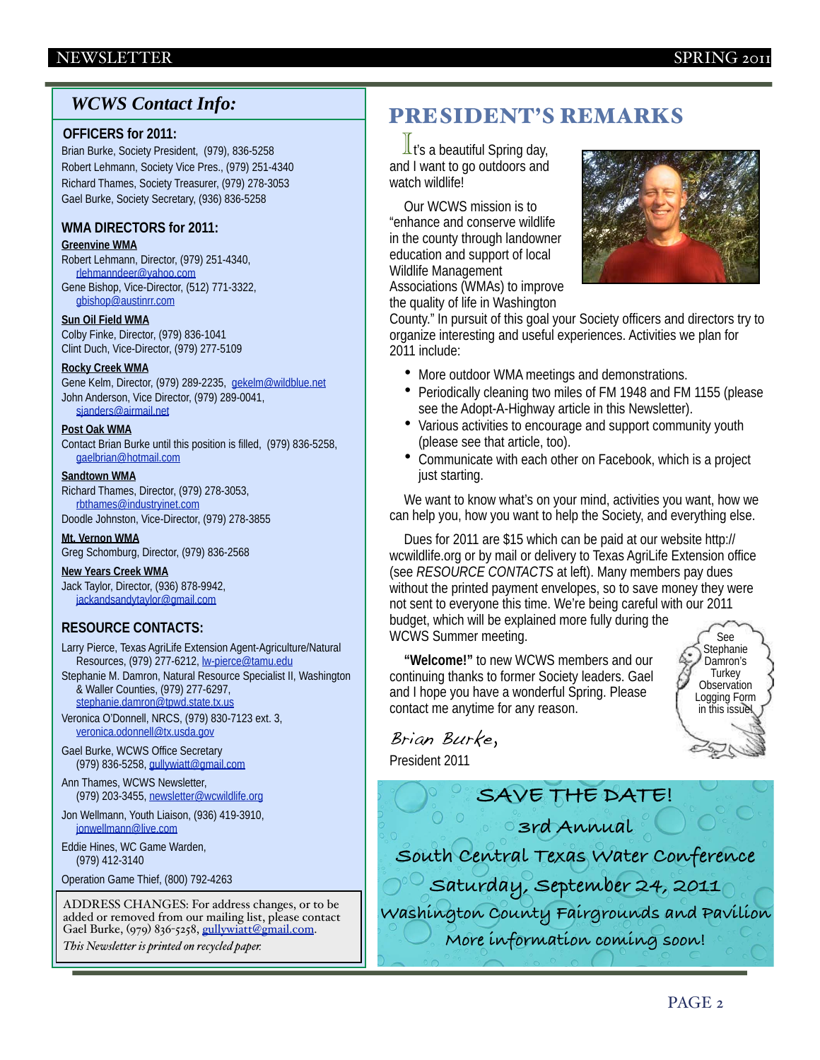## WCWS Contact Info:

### OFFICERS for 2011:

Brian Burke, Society President, (979), 836-5258
Robert Lehmann, Society Vice Pres., (979) 251-4340
Richard Thames, Society Treasurer, (979) 278-3053
Gael Burke, Society Secretary, (936) 836-5258

### WMA DIRECTORS for 2011:

**Greenvine WMA**
Robert Lehmann, Director, (979) 251-4340, rlehmanndeer@yahoo.com
Gene Bishop, Vice-Director, (512) 771-3322, gbishop@austinrr.com

**Sun Oil Field WMA**
Colby Finke, Director, (979) 836-1041
Clint Duch, Vice-Director, (979) 277-5109

**Rocky Creek WMA**
Gene Kelm, Director, (979) 289-2235, gekelm@wildblue.net
John Anderson, Vice Director, (979) 289-0041, sjanders@airmail.net

**Post Oak WMA**
Contact Brian Burke until this position is filled, (979) 836-5258, gaelbrian@hotmail.com

**Sandtown WMA**
Richard Thames, Director, (979) 278-3053, rbthames@industryinet.com
Doodle Johnston, Vice-Director, (979) 278-3855

**Mt. Vernon WMA**
Greg Schomburg, Director, (979) 836-2568

**New Years Creek WMA**
Jack Taylor, Director, (936) 878-9942, jackandsandytaylor@gmail.com

### RESOURCE CONTACTS:

Larry Pierce, Texas AgriLife Extension Agent-Agriculture/Natural Resources, (979) 277-6212, lw-pierce@tamu.edu

Stephanie M. Damron, Natural Resource Specialist II, Washington & Waller Counties, (979) 277-6297, stephanie.damron@tpwd.state.tx.us

Veronica O'Donnell, NRCS, (979) 830-7123 ext. 3, veronica.odonnell@tx.usda.gov

Gael Burke, WCWS Office Secretary (979) 836-5258, gullywiatt@gmail.com

Ann Thames, WCWS Newsletter, (979) 203-3455, newsletter@wcwildlife.org

Jon Wellmann, Youth Liaison, (936) 419-3910, jonwellmann@live.com

Eddie Hines, WC Game Warden, (979) 412-3140

Operation Game Thief, (800) 792-4263

ADDRESS CHANGES: For address changes, or to be added or removed from our mailing list, please contact Gael Burke, (979) 836-5258, gullywiatt@gmail.com.

*This Newsletter is printed on recycled paper.*

## PRESIDENT'S REMARKS

It's a beautiful Spring day, and I want to go outdoors and watch wildlife!

Our WCWS mission is to "enhance and conserve wildlife in the county through landowner education and support of local Wildlife Management Associations (WMAs) to improve the quality of life in Washington County." In pursuit of this goal your Society officers and directors try to organize interesting and useful experiences. Activities we plan for 2011 include:

- More outdoor WMA meetings and demonstrations.
- Periodically cleaning two miles of FM 1948 and FM 1155 (please see the Adopt-A-Highway article in this Newsletter).
- Various activities to encourage and support community youth (please see that article, too).
- Communicate with each other on Facebook, which is a project just starting.

We want to know what's on your mind, activities you want, how we can help you, how you want to help the Society, and everything else.

Dues for 2011 are $15 which can be paid at our website http://wcwildlife.org or by mail or delivery to Texas AgriLife Extension office (see *RESOURCE CONTACTS* at left). Many members pay dues without the printed payment envelopes, so to save money they were not sent to everyone this time. We're being careful with our 2011 budget, which will be explained more fully during the WCWS Summer meeting.

**"Welcome!"** to new WCWS members and our continuing thanks to former Society leaders. Gael and I hope you have a wonderful Spring. Please contact me anytime for any reason.

See Stephanie Damron's Turkey Observation Logging Form in this issue!

*Brian Burke,*
President 2011

**SAVE THE DATE!**
**3rd Annual**
**South Central Texas Water Conference**
**Saturday, September 24, 2011**
**Washington County Fairgrounds and Pavilion**
**More information coming soon!**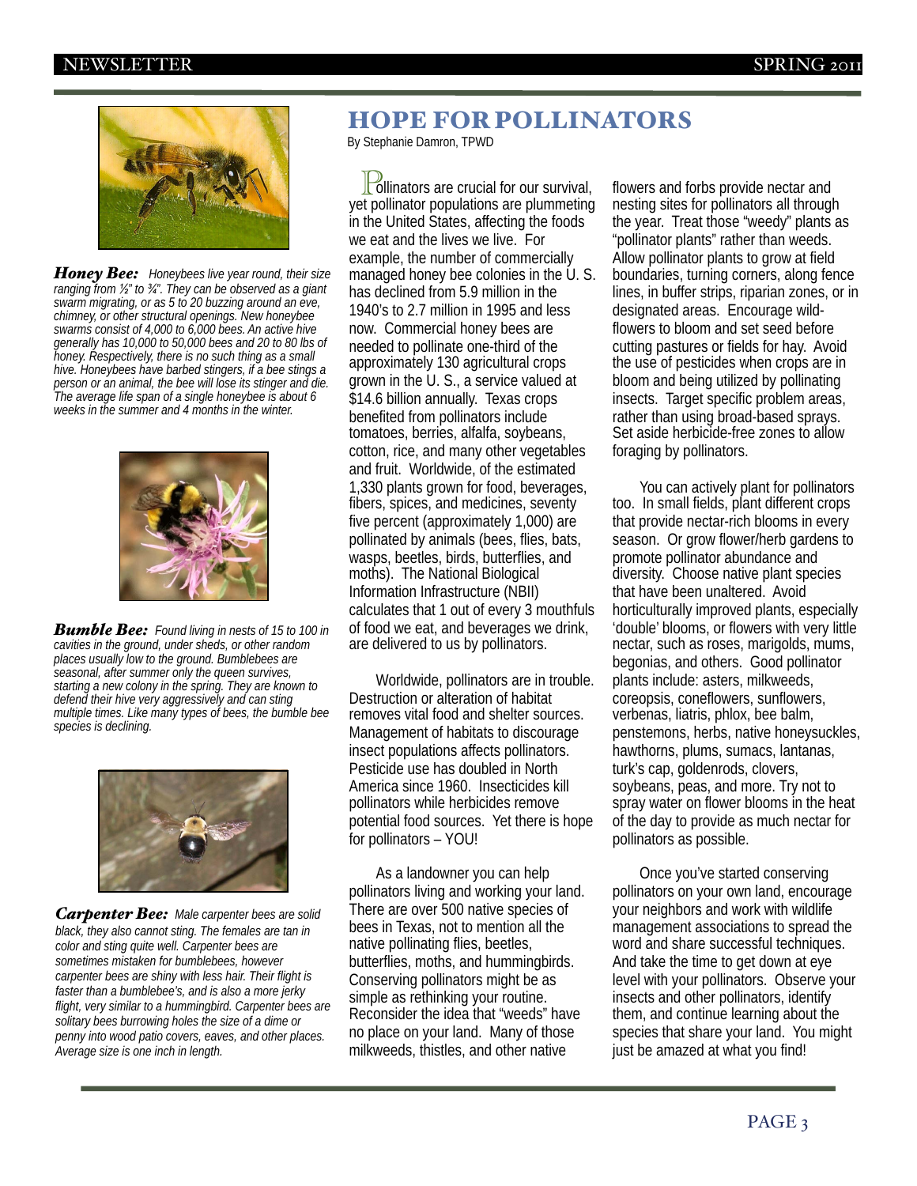# HOPE FOR POLLINATORS

By Stephanie Damron, TPWD

Pollinators are crucial for our survival, yet pollinator populations are plummeting in the United States, affecting the foods we eat and the lives we live. For example, the number of commercially managed honey bee colonies in the U. S. has declined from 5.9 million in the 1940's to 2.7 million in 1995 and less now. Commercial honey bees are needed to pollinate one-third of the approximately 130 agricultural crops grown in the U. S., a service valued at $14.6 billion annually. Texas crops benefited from pollinators include tomatoes, berries, alfalfa, soybeans, cotton, rice, and many other vegetables and fruit. Worldwide, of the estimated 1,330 plants grown for food, beverages, fibers, spices, and medicines, seventy five percent (approximately 1,000) are pollinated by animals (bees, flies, bats, wasps, beetles, birds, butterflies, and moths). The National Biological Information Infrastructure (NBII) calculates that 1 out of every 3 mouthfuls of food we eat, and beverages we drink, are delivered to us by pollinators.

Worldwide, pollinators are in trouble. Destruction or alteration of habitat removes vital food and shelter sources. Management of habitats to discourage insect populations affects pollinators. Pesticide use has doubled in North America since 1960. Insecticides kill pollinators while herbicides remove potential food sources. Yet there is hope for pollinators – YOU!

As a landowner you can help pollinators living and working your land. There are over 500 native species of bees in Texas, not to mention all the native pollinating flies, beetles, butterflies, moths, and hummingbirds. Conserving pollinators might be as simple as rethinking your routine. Reconsider the idea that "weeds" have no place on your land. Many of those milkweeds, thistles, and other native flowers and forbs provide nectar and nesting sites for pollinators all through the year. Treat those "weedy" plants as "pollinator plants" rather than weeds. Allow pollinator plants to grow at field boundaries, turning corners, along fence lines, in buffer strips, riparian zones, or in designated areas. Encourage wild-flowers to bloom and set seed before cutting pastures or fields for hay. Avoid the use of pesticides when crops are in bloom and being utilized by pollinating insects. Target specific problem areas, rather than using broad-based sprays. Set aside herbicide-free zones to allow foraging by pollinators.

You can actively plant for pollinators too. In small fields, plant different crops that provide nectar-rich blooms in every season. Or grow flower/herb gardens to promote pollinator abundance and diversity. Choose native plant species that have been unaltered. Avoid horticulturally improved plants, especially 'double' blooms, or flowers with very little nectar, such as roses, marigolds, mums, begonias, and others. Good pollinator plants include: asters, milkweeds, coreopsis, coneflowers, sunflowers, verbenas, liatris, phlox, bee balm, penstemons, herbs, native honeysuckles, hawthorns, plums, sumacs, lantanas, turk's cap, goldenrods, clovers, soybeans, peas, and more. Try not to spray water on flower blooms in the heat of the day to provide as much nectar for pollinators as possible.

Once you've started conserving pollinators on your own land, encourage your neighbors and work with wildlife management associations to spread the word and share successful techniques. And take the time to get down at eye level with your pollinators. Observe your insects and other pollinators, identify them, and continue learning about the species that share your land. You might just be amazed at what you find!

***Honey Bee:*** *Honeybees live year round, their size ranging from ½" to ¾". They can be observed as a giant swarm migrating, or as 5 to 20 buzzing around an eve, chimney, or other structural openings. New honeybee swarms consist of 4,000 to 6,000 bees. An active hive generally has 10,000 to 50,000 bees and 20 to 80 lbs of honey. Respectively, there is no such thing as a small hive. Honeybees have barbed stingers, if a bee stings a person or an animal, the bee will lose its stinger and die. The average life span of a single honeybee is about 6 weeks in the summer and 4 months in the winter.*

***Bumble Bee:*** *Found living in nests of 15 to 100 in cavities in the ground, under sheds, or other random places usually low to the ground. Bumblebees are seasonal, after summer only the queen survives, starting a new colony in the spring. They are known to defend their hive very aggressively and can sting multiple times. Like many types of bees, the bumble bee species is declining.*

***Carpenter Bee:*** *Male carpenter bees are solid black, they also cannot sting. The females are tan in color and sting quite well. Carpenter bees are sometimes mistaken for bumblebees, however carpenter bees are shiny with less hair. Their flight is faster than a bumblebee's, and is also a more jerky flight, very similar to a hummingbird. Carpenter bees are solitary bees burrowing holes the size of a dime or penny into wood patio covers, eaves, and other places. Average size is one inch in length.*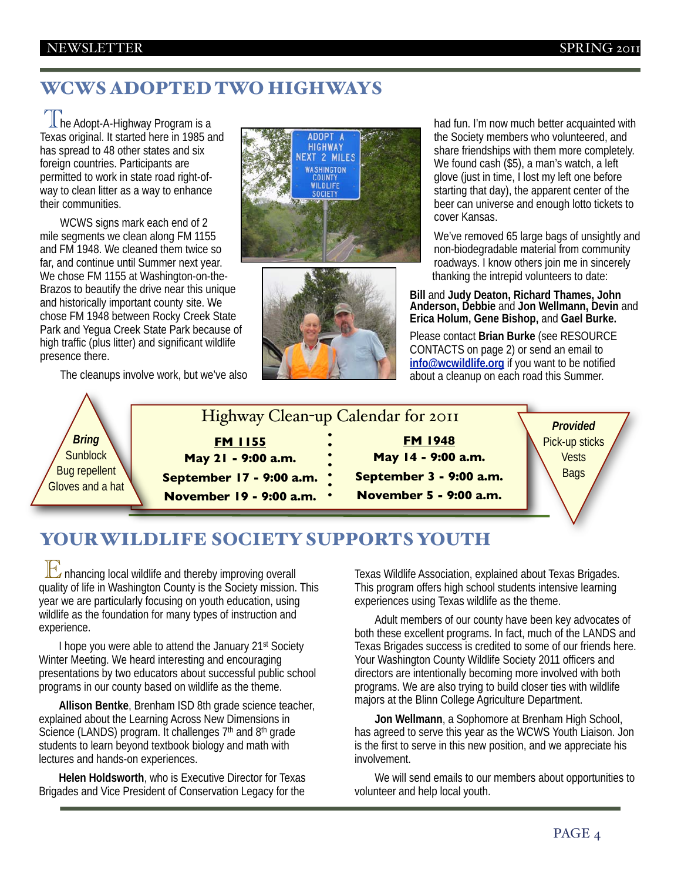## WCWS ADOPTED TWO HIGHWAYS

The Adopt-A-Highway Program is a Texas original. It started here in 1985 and has spread to 48 other states and six foreign countries. Participants are permitted to work in state road right-of-way to clean litter as a way to enhance their communities.

WCWS signs mark each end of 2 mile segments we clean along FM 1155 and FM 1948. We cleaned them twice so far, and continue until Summer next year. We chose FM 1155 at Washington-on-the-Brazos to beautify the drive near this unique and historically important county site. We chose FM 1948 between Rocky Creek State Park and Yegua Creek State Park because of high traffic (plus litter) and significant wildlife presence there.

The cleanups involve work, but we've also had fun. I'm now much better acquainted with the Society members who volunteered, and share friendships with them more completely. We found cash ($5), a man's watch, a left glove (just in time, I lost my left one before starting that day), the apparent center of the beer can universe and enough lotto tickets to cover Kansas.

We've removed 65 large bags of unsightly and non-biodegradable material from community roadways. I know others join me in sincerely thanking the intrepid volunteers to date:

**Bill** and **Judy Deaton, Richard Thames, John Anderson, Debbie** and **Jon Wellmann, Devin** and **Erica Holum, Gene Bishop,** and **Gael Burke.**

Please contact **Brian Burke** (see RESOURCE CONTACTS on page 2) or send an email to **info@wcwildlife.org** if you want to be notified about a cleanup on each road this Summer.

### Highway Clean-up Calendar for 2011

| FM 1155 | FM 1948 |
|---|---|
| May 21 - 9:00 a.m. | May 14 - 9:00 a.m. |
| September 17 - 9:00 a.m. | September 3 - 9:00 a.m. |
| November 19 - 9:00 a.m. | November 5 - 9:00 a.m. |

***Bring***
Sunblock
Bug repellent
Gloves and a hat

***Provided***
Pick-up sticks
Vests
Bags

## YOUR WILDLIFE SOCIETY SUPPORTS YOUTH

Enhancing local wildlife and thereby improving overall quality of life in Washington County is the Society mission. This year we are particularly focusing on youth education, using wildlife as the foundation for many types of instruction and experience.

I hope you were able to attend the January 21st Society Winter Meeting. We heard interesting and encouraging presentations by two educators about successful public school programs in our county based on wildlife as the theme.

**Allison Bentke**, Brenham ISD 8th grade science teacher, explained about the Learning Across New Dimensions in Science (LANDS) program. It challenges 7th and 8th grade students to learn beyond textbook biology and math with lectures and hands-on experiences.

**Helen Holdsworth**, who is Executive Director for Texas Brigades and Vice President of Conservation Legacy for the Texas Wildlife Association, explained about Texas Brigades. This program offers high school students intensive learning experiences using Texas wildlife as the theme.

Adult members of our county have been key advocates of both these excellent programs. In fact, much of the LANDS and Texas Brigades success is credited to some of our friends here. Your Washington County Wildlife Society 2011 officers and directors are intentionally becoming more involved with both programs. We are also trying to build closer ties with wildlife majors at the Blinn College Agriculture Department.

**Jon Wellmann**, a Sophomore at Brenham High School, has agreed to serve this year as the WCWS Youth Liaison. Jon is the first to serve in this new position, and we appreciate his involvement.

We will send emails to our members about opportunities to volunteer and help local youth.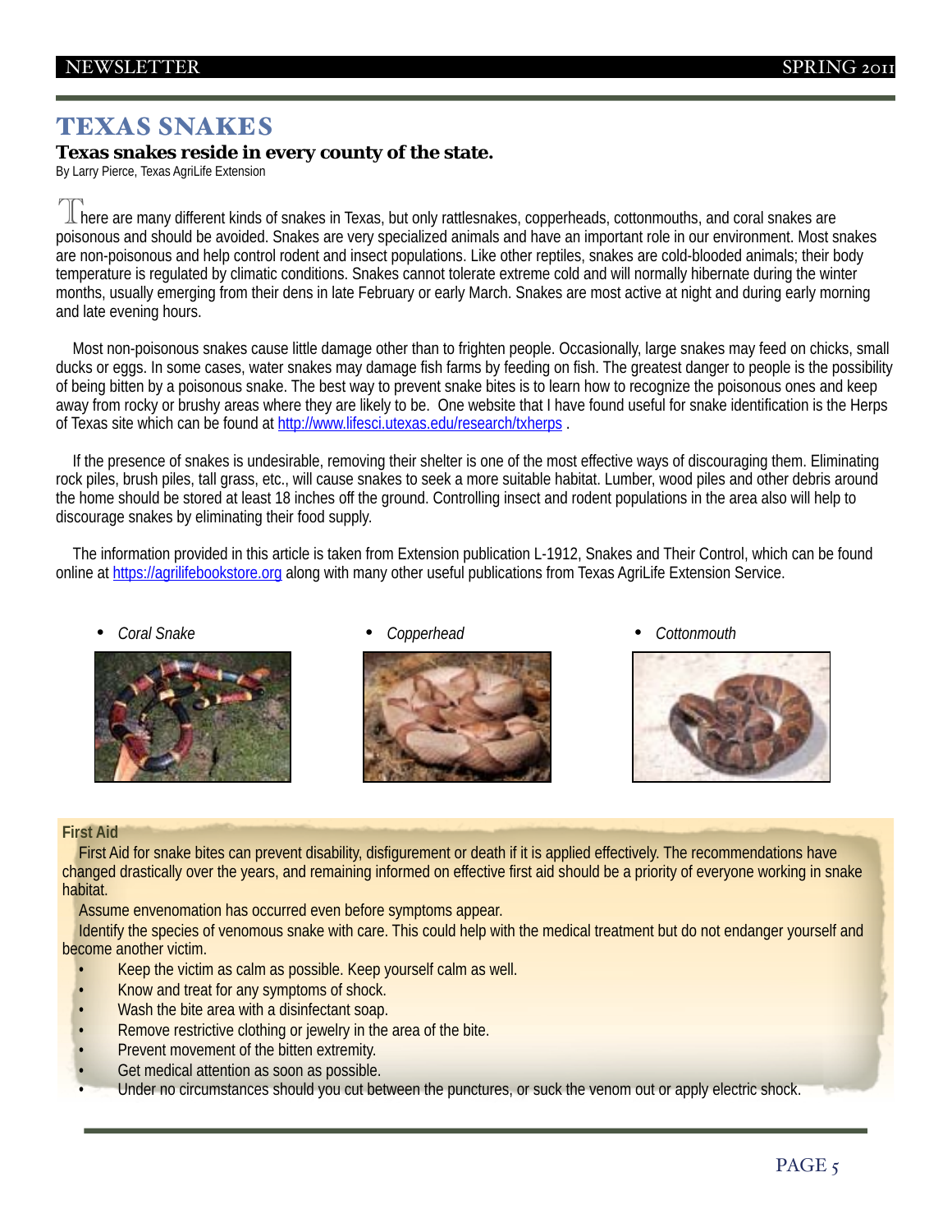# TEXAS SNAKES

**Texas snakes reside in every county of the state.**

By Larry Pierce, Texas AgriLife Extension

There are many different kinds of snakes in Texas, but only rattlesnakes, copperheads, cottonmouths, and coral snakes are poisonous and should be avoided. Snakes are very specialized animals and have an important role in our environment. Most snakes are non-poisonous and help control rodent and insect populations. Like other reptiles, snakes are cold-blooded animals; their body temperature is regulated by climatic conditions. Snakes cannot tolerate extreme cold and will normally hibernate during the winter months, usually emerging from their dens in late February or early March. Snakes are most active at night and during early morning and late evening hours.

Most non-poisonous snakes cause little damage other than to frighten people. Occasionally, large snakes may feed on chicks, small ducks or eggs. In some cases, water snakes may damage fish farms by feeding on fish. The greatest danger to people is the possibility of being bitten by a poisonous snake. The best way to prevent snake bites is to learn how to recognize the poisonous ones and keep away from rocky or brushy areas where they are likely to be. One website that I have found useful for snake identification is the Herps of Texas site which can be found at http://www.lifesci.utexas.edu/research/txherps .

If the presence of snakes is undesirable, removing their shelter is one of the most effective ways of discouraging them. Eliminating rock piles, brush piles, tall grass, etc., will cause snakes to seek a more suitable habitat. Lumber, wood piles and other debris around the home should be stored at least 18 inches off the ground. Controlling insect and rodent populations in the area also will help to discourage snakes by eliminating their food supply.

The information provided in this article is taken from Extension publication L-1912, Snakes and Their Control, which can be found online at https://agrilifebookstore.org along with many other useful publications from Texas AgriLife Extension Service.

- *Coral Snake*
- *Copperhead*
- *Cottonmouth*

**First Aid**

First Aid for snake bites can prevent disability, disfigurement or death if it is applied effectively. The recommendations have changed drastically over the years, and remaining informed on effective first aid should be a priority of everyone working in snake habitat.

Assume envenomation has occurred even before symptoms appear.

Identify the species of venomous snake with care. This could help with the medical treatment but do not endanger yourself and become another victim.

- Keep the victim as calm as possible. Keep yourself calm as well.
- Know and treat for any symptoms of shock.
- Wash the bite area with a disinfectant soap.
- Remove restrictive clothing or jewelry in the area of the bite.
- Prevent movement of the bitten extremity.
- Get medical attention as soon as possible.
- Under no circumstances should you cut between the punctures, or suck the venom out or apply electric shock.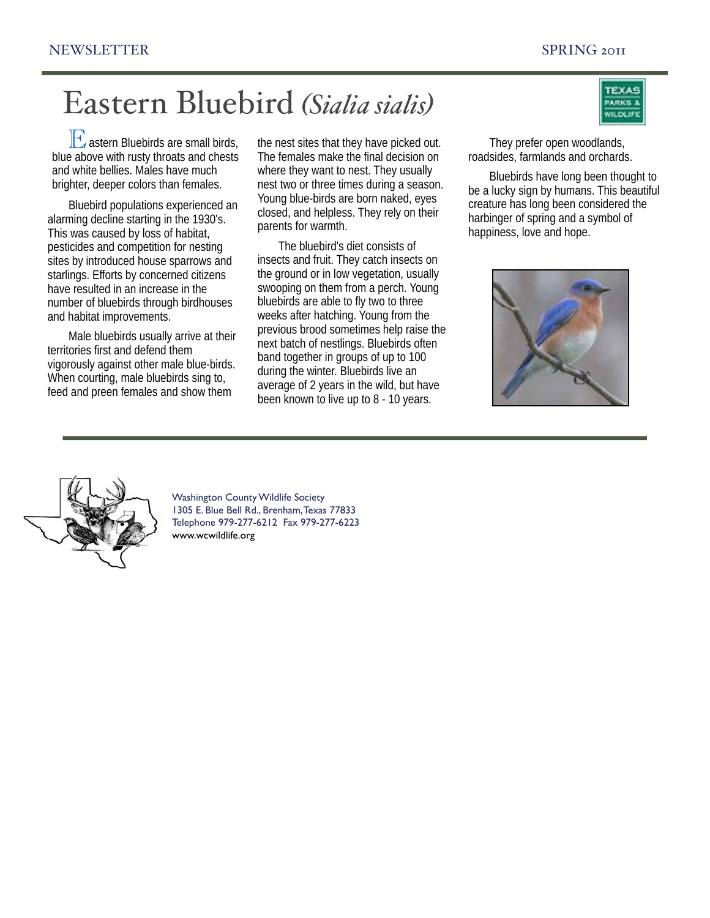# Eastern Bluebird *(Sialia sialis)*

Eastern Bluebirds are small birds, blue above with rusty throats and chests and white bellies. Males have much brighter, deeper colors than females.

Bluebird populations experienced an alarming decline starting in the 1930's. This was caused by loss of habitat, pesticides and competition for nesting sites by introduced house sparrows and starlings. Efforts by concerned citizens have resulted in an increase in the number of bluebirds through birdhouses and habitat improvements.

Male bluebirds usually arrive at their territories first and defend them vigorously against other male blue-birds. When courting, male bluebirds sing to, feed and preen females and show them the nest sites that they have picked out. The females make the final decision on where they want to nest. They usually nest two or three times during a season. Young blue-birds are born naked, eyes closed, and helpless. They rely on their parents for warmth.

The bluebird's diet consists of insects and fruit. They catch insects on the ground or in low vegetation, usually swooping on them from a perch. Young bluebirds are able to fly two to three weeks after hatching. Young from the previous brood sometimes help raise the next batch of nestlings. Bluebirds often band together in groups of up to 100 during the winter. Bluebirds live an average of 2 years in the wild, but have been known to live up to 8 - 10 years.

They prefer open woodlands, roadsides, farmlands and orchards.

Bluebirds have long been thought to be a lucky sign by humans. This beautiful creature has long been considered the harbinger of spring and a symbol of happiness, love and hope.

---

Washington County Wildlife Society
1305 E. Blue Bell Rd., Brenham, Texas 77833
Telephone 979-277-6212 Fax 979-277-6223
www.wcwildlife.org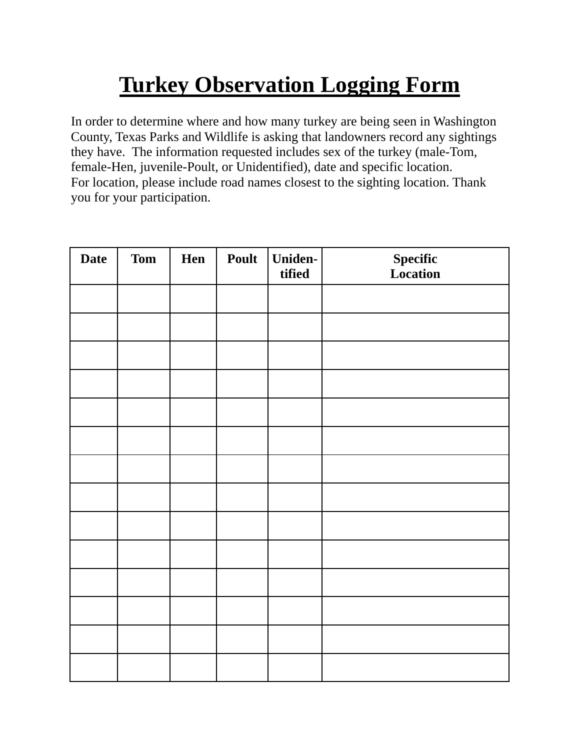# Turkey Observation Logging Form

In order to determine where and how many turkey are being seen in Washington County, Texas Parks and Wildlife is asking that landowners record any sightings they have. The information requested includes sex of the turkey (male-Tom, female-Hen, juvenile-Poult, or Unidentified), date and specific location.
For location, please include road names closest to the sighting location. Thank you for your participation.

| Date | Tom | Hen | Poult | Uniden-tified | Specific Location |
|---|---|---|---|---|---|
| | | | | | |
| | | | | | |
| | | | | | |
| | | | | | |
| | | | | | |
| | | | | | |
| | | | | | |
| | | | | | |
| | | | | | |
| | | | | | |
| | | | | | |
| | | | | | |
| | | | | | |
| | | | | | |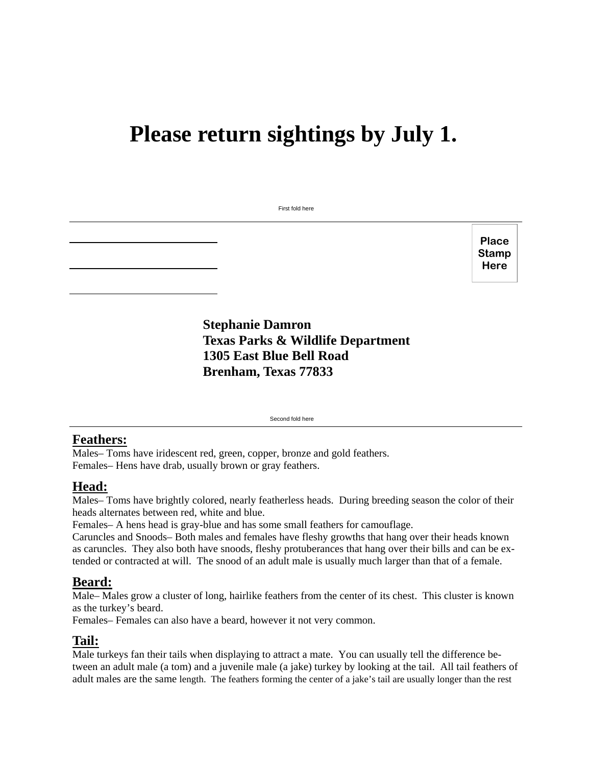# Please return sightings by July 1.

First fold here

Place Stamp Here

**Stephanie Damron**
**Texas Parks & Wildlife Department**
**1305 East Blue Bell Road**
**Brenham, Texas 77833**

Second fold here

## Feathers:

Males– Toms have iridescent red, green, copper, bronze and gold feathers.
Females– Hens have drab, usually brown or gray feathers.

## Head:

Males– Toms have brightly colored, nearly featherless heads. During breeding season the color of their heads alternates between red, white and blue.
Females– A hens head is gray-blue and has some small feathers for camouflage.
Caruncles and Snoods– Both males and females have fleshy growths that hang over their heads known as caruncles. They also both have snoods, fleshy protuberances that hang over their bills and can be extended or contracted at will. The snood of an adult male is usually much larger than that of a female.

## Beard:

Male– Males grow a cluster of long, hairlike feathers from the center of its chest. This cluster is known as the turkey's beard.
Females– Females can also have a beard, however it not very common.

## Tail:

Male turkeys fan their tails when displaying to attract a mate. You can usually tell the difference between an adult male (a tom) and a juvenile male (a jake) turkey by looking at the tail. All tail feathers of adult males are the same length. The feathers forming the center of a jake's tail are usually longer than the rest